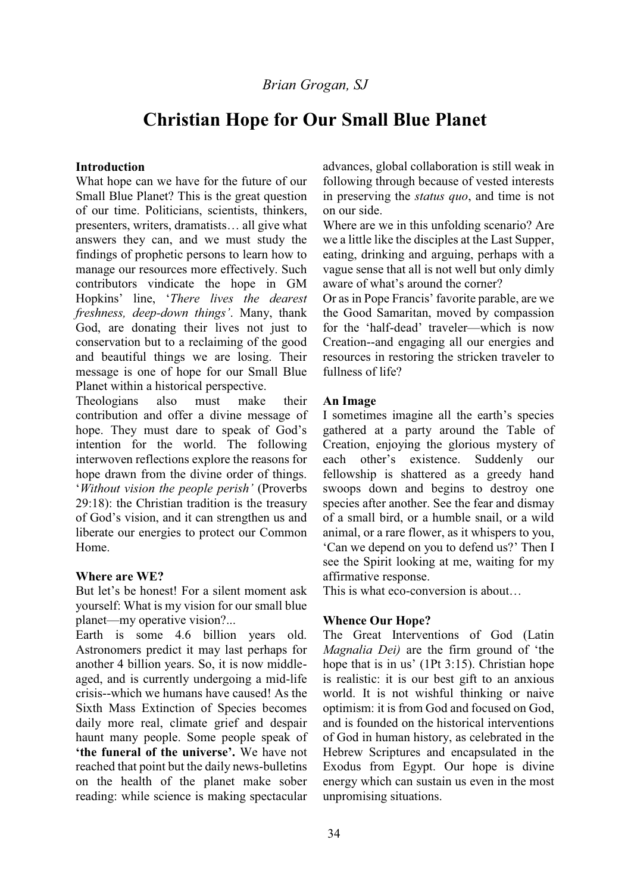*Brian Grogan, SJ*

# Christian Hope for Our Small Blue Planet

**Introduction**

What hope can we have for the future of our Small Blue Planet? This is the great question of our time. Politicians, scientists, thinkers, presenters, writers, dramatists… all give what answers they can, and we must study the findings of prophetic persons to learn how to manage our resources more effectively. Such contributors vindicate the hope in GM Hopkins' line, '*There lives the dearest freshness, deep-down things'*. Many, thank God, are donating their lives not just to conservation but to a reclaiming of the good and beautiful things we are losing. Their message is one of hope for our Small Blue Planet within a historical perspective.

Theologians also must make their contribution and offer a divine message of hope. They must dare to speak of God's intention for the world. The following interwoven reflections explore the reasons for hope drawn from the divine order of things. '*Without vision the people perish'* (Proverbs 29:18): the Christian tradition is the treasury of God's vision, and it can strengthen us and liberate our energies to protect our Common Home.

**Where are WE?**

But let's be honest! For a silent moment ask yourself: What is my vision for our small blue planet—my operative vision?...

Earth is some 4.6 billion years old. Astronomers predict it may last perhaps for another 4 billion years. So, it is now middle-aged, and is currently undergoing a mid-life crisis--which we humans have caused! As the Sixth Mass Extinction of Species becomes daily more real, climate grief and despair haunt many people. Some people speak of **'the funeral of the universe'.** We have not reached that point but the daily news-bulletins on the health of the planet make sober reading: while science is making spectacular advances, global collaboration is still weak in following through because of vested interests in preserving the *status quo*, and time is not on our side.

Where are we in this unfolding scenario? Are we a little like the disciples at the Last Supper, eating, drinking and arguing, perhaps with a vague sense that all is not well but only dimly aware of what's around the corner?

Or as in Pope Francis' favorite parable, are we the Good Samaritan, moved by compassion for the 'half-dead' traveler—which is now Creation--and engaging all our energies and resources in restoring the stricken traveler to fullness of life?

**An Image**

I sometimes imagine all the earth's species gathered at a party around the Table of Creation, enjoying the glorious mystery of each other's existence. Suddenly our fellowship is shattered as a greedy hand swoops down and begins to destroy one species after another. See the fear and dismay of a small bird, or a humble snail, or a wild animal, or a rare flower, as it whispers to you, 'Can we depend on you to defend us?' Then I see the Spirit looking at me, waiting for my affirmative response.

This is what eco-conversion is about…

**Whence Our Hope?**

The Great Interventions of God (Latin *Magnalia Dei)* are the firm ground of 'the hope that is in us' (1Pt 3:15). Christian hope is realistic: it is our best gift to an anxious world. It is not wishful thinking or naive optimism: it is from God and focused on God, and is founded on the historical interventions of God in human history, as celebrated in the Hebrew Scriptures and encapsulated in the Exodus from Egypt. Our hope is divine energy which can sustain us even in the most unpromising situations.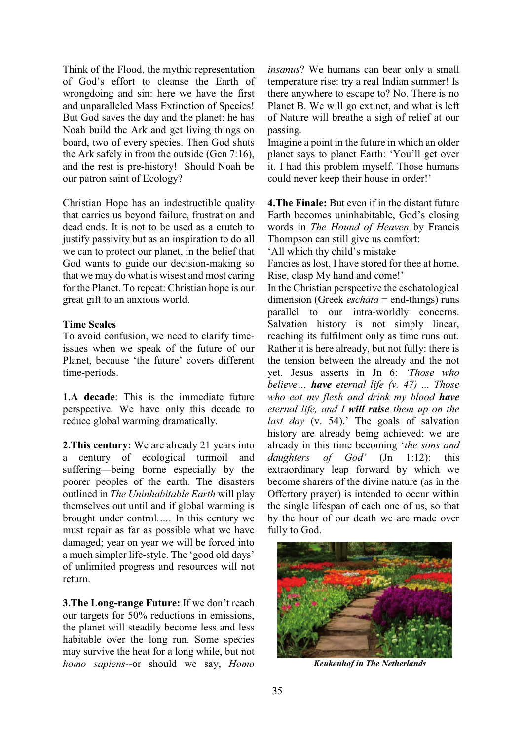Think of the Flood, the mythic representation of God's effort to cleanse the Earth of wrongdoing and sin: here we have the first and unparalleled Mass Extinction of Species! But God saves the day and the planet: he has Noah build the Ark and get living things on board, two of every species. Then God shuts the Ark safely in from the outside (Gen 7:16), and the rest is pre-history! Should Noah be our patron saint of Ecology?

Christian Hope has an indestructible quality that carries us beyond failure, frustration and dead ends. It is not to be used as a crutch to justify passivity but as an inspiration to do all we can to protect our planet, in the belief that God wants to guide our decision-making so that we may do what is wisest and most caring for the Planet. To repeat: Christian hope is our great gift to an anxious world.

**Time Scales**

To avoid confusion, we need to clarify time-issues when we speak of the future of our Planet, because 'the future' covers different time-periods.

**1.A decade**: This is the immediate future perspective. We have only this decade to reduce global warming dramatically.

**2.This century:** We are already 21 years into a century of ecological turmoil and suffering—being borne especially by the poorer peoples of the earth. The disasters outlined in *The Uninhabitable Earth* will play themselves out until and if global warming is brought under control..... In this century we must repair as far as possible what we have damaged; year on year we will be forced into a much simpler life-style. The 'good old days' of unlimited progress and resources will not return.

**3.The Long-range Future:** If we don't reach our targets for 50% reductions in emissions, the planet will steadily become less and less habitable over the long run. Some species may survive the heat for a long while, but not *homo sapiens*--or should we say, *Homo insanus*? We humans can bear only a small temperature rise: try a real Indian summer! Is there anywhere to escape to? No. There is no Planet B. We will go extinct, and what is left of Nature will breathe a sigh of relief at our passing.

Imagine a point in the future in which an older planet says to planet Earth: 'You'll get over it. I had this problem myself. Those humans could never keep their house in order!'

**4.The Finale:** But even if in the distant future Earth becomes uninhabitable, God's closing words in *The Hound of Heaven* by Francis Thompson can still give us comfort:

'All which thy child's mistake
Fancies as lost, I have stored for thee at home.
Rise, clasp My hand and come!'

In the Christian perspective the eschatological dimension (Greek *eschata* = end-things) runs parallel to our intra-worldly concerns. Salvation history is not simply linear, reaching its fulfilment only as time runs out. Rather it is here already, but not fully: there is the tension between the already and the not yet. Jesus asserts in Jn 6: *'Those who believe... **have** eternal life (v. 47) ... Those who eat my flesh and drink my blood **have** eternal life, and I **will raise** them up on the last day* (v. 54).' The goals of salvation history are already being achieved: we are already in this time becoming '*the sons and daughters of God'* (Jn 1:12): this extraordinary leap forward by which we become sharers of the divine nature (as in the Offertory prayer) is intended to occur within the single lifespan of each one of us, so that by the hour of our death we are made over fully to God.

***Keukenhof in The Netherlands***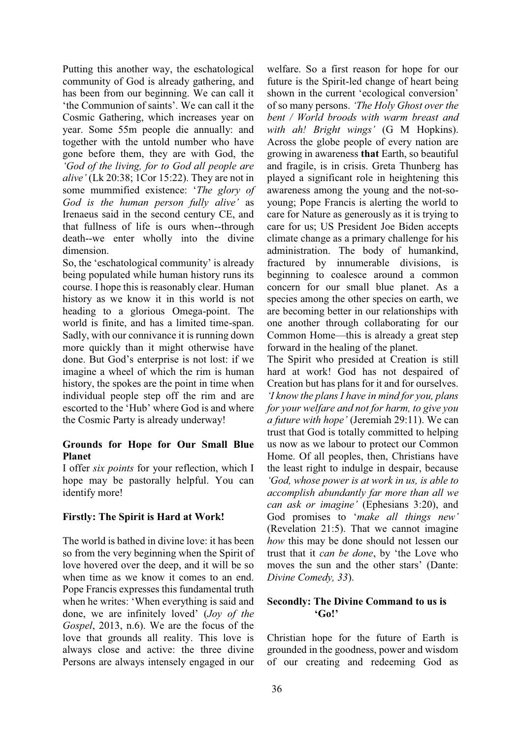Putting this another way, the eschatological community of God is already gathering, and has been from our beginning. We can call it 'the Communion of saints'. We can call it the Cosmic Gathering, which increases year on year. Some 55m people die annually: and together with the untold number who have gone before them, they are with God, the *'God of the living, for to God all people are alive'* (Lk 20:38; 1Cor 15:22). They are not in some mummified existence: '*The glory of God is the human person fully alive'* as Irenaeus said in the second century CE, and that fullness of life is ours when--through death--we enter wholly into the divine dimension.

So, the 'eschatological community' is already being populated while human history runs its course. I hope this is reasonably clear. Human history as we know it in this world is not heading to a glorious Omega-point. The world is finite, and has a limited time-span. Sadly, with our connivance it is running down more quickly than it might otherwise have done. But God's enterprise is not lost: if we imagine a wheel of which the rim is human history, the spokes are the point in time when individual people step off the rim and are escorted to the 'Hub' where God is and where the Cosmic Party is already underway!

## Grounds for Hope for Our Small Blue Planet

I offer *six points* for your reflection, which I hope may be pastorally helpful. You can identify more!

### Firstly: The Spirit is Hard at Work!

The world is bathed in divine love: it has been so from the very beginning when the Spirit of love hovered over the deep, and it will be so when time as we know it comes to an end. Pope Francis expresses this fundamental truth when he writes: 'When everything is said and done, we are infinitely loved' (*Joy of the Gospel*, 2013, n.6). We are the focus of the love that grounds all reality. This love is always close and active: the three divine Persons are always intensely engaged in our welfare. So a first reason for hope for our future is the Spirit-led change of heart being shown in the current 'ecological conversion' of so many persons. *'The Holy Ghost over the bent / World broods with warm breast and with ah! Bright wings'* (G M Hopkins). Across the globe people of every nation are growing in awareness **that** Earth, so beautiful and fragile, is in crisis. Greta Thunberg has played a significant role in heightening this awareness among the young and the not-so-young; Pope Francis is alerting the world to care for Nature as generously as it is trying to care for us; US President Joe Biden accepts climate change as a primary challenge for his administration. The body of humankind, fractured by innumerable divisions, is beginning to coalesce around a common concern for our small blue planet. As a species among the other species on earth, we are becoming better in our relationships with one another through collaborating for our Common Home—this is already a great step forward in the healing of the planet.

The Spirit who presided at Creation is still hard at work! God has not despaired of Creation but has plans for it and for ourselves. *'I know the plans I have in mind for you, plans for your welfare and not for harm, to give you a future with hope'* (Jeremiah 29:11). We can trust that God is totally committed to helping us now as we labour to protect our Common Home. Of all peoples, then, Christians have the least right to indulge in despair, because *'God, whose power is at work in us, is able to accomplish abundantly far more than all we can ask or imagine'* (Ephesians 3:20), and God promises to '*make all things new'* (Revelation 21:5). That we cannot imagine *how* this may be done should not lessen our trust that it *can be done*, by 'the Love who moves the sun and the other stars' (Dante: *Divine Comedy, 33*).

### Secondly: The Divine Command to us is 'Go!'

Christian hope for the future of Earth is grounded in the goodness, power and wisdom of our creating and redeeming God as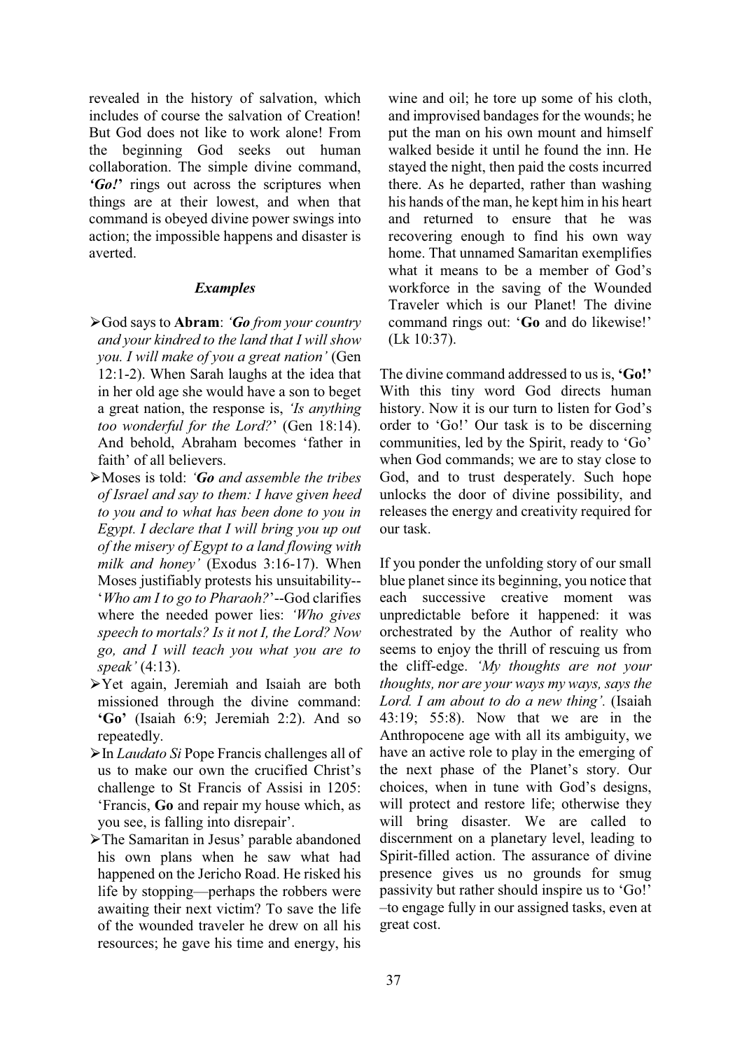revealed in the history of salvation, which includes of course the salvation of Creation! But God does not like to work alone! From the beginning God seeks out human collaboration. The simple divine command, ***'Go!'*** rings out across the scriptures when things are at their lowest, and when that command is obeyed divine power swings into action; the impossible happens and disaster is averted.

***Examples***

- God says to **Abram**: *'**Go** from your country and your kindred to the land that I will show you. I will make of you a great nation'* (Gen 12:1-2). When Sarah laughs at the idea that in her old age she would have a son to beget a great nation, the response is, *'Is anything too wonderful for the Lord?'* (Gen 18:14). And behold, Abraham becomes 'father in faith' of all believers.
- Moses is told: *'**Go** and assemble the tribes of Israel and say to them: I have given heed to you and to what has been done to you in Egypt. I declare that I will bring you up out of the misery of Egypt to a land flowing with milk and honey'* (Exodus 3:16-17). When Moses justifiably protests his unsuitability--'*Who am I to go to Pharaoh?*'--God clarifies where the needed power lies: *'Who gives speech to mortals? Is it not I, the Lord? Now go, and I will teach you what you are to speak'* (4:13).
- Yet again, Jeremiah and Isaiah are both missioned through the divine command: **'Go'** (Isaiah 6:9; Jeremiah 2:2). And so repeatedly.
- In *Laudato Si* Pope Francis challenges all of us to make our own the crucified Christ's challenge to St Francis of Assisi in 1205: 'Francis, **Go** and repair my house which, as you see, is falling into disrepair'.
- The Samaritan in Jesus' parable abandoned his own plans when he saw what had happened on the Jericho Road. He risked his life by stopping—perhaps the robbers were awaiting their next victim? To save the life of the wounded traveler he drew on all his resources; he gave his time and energy, his wine and oil; he tore up some of his cloth, and improvised bandages for the wounds; he put the man on his own mount and himself walked beside it until he found the inn. He stayed the night, then paid the costs incurred there. As he departed, rather than washing his hands of the man, he kept him in his heart and returned to ensure that he was recovering enough to find his own way home. That unnamed Samaritan exemplifies what it means to be a member of God's workforce in the saving of the Wounded Traveler which is our Planet! The divine command rings out: '**Go** and do likewise!' (Lk 10:37).

The divine command addressed to us is, **'Go!'** With this tiny word God directs human history. Now it is our turn to listen for God's order to 'Go!' Our task is to be discerning communities, led by the Spirit, ready to 'Go' when God commands; we are to stay close to God, and to trust desperately. Such hope unlocks the door of divine possibility, and releases the energy and creativity required for our task.

If you ponder the unfolding story of our small blue planet since its beginning, you notice that each successive creative moment was unpredictable before it happened: it was orchestrated by the Author of reality who seems to enjoy the thrill of rescuing us from the cliff-edge. *'My thoughts are not your thoughts, nor are your ways my ways, says the Lord. I am about to do a new thing'.* (Isaiah 43:19; 55:8). Now that we are in the Anthropocene age with all its ambiguity, we have an active role to play in the emerging of the next phase of the Planet's story. Our choices, when in tune with God's designs, will protect and restore life; otherwise they will bring disaster. We are called to discernment on a planetary level, leading to Spirit-filled action. The assurance of divine presence gives us no grounds for smug passivity but rather should inspire us to 'Go!' –to engage fully in our assigned tasks, even at great cost.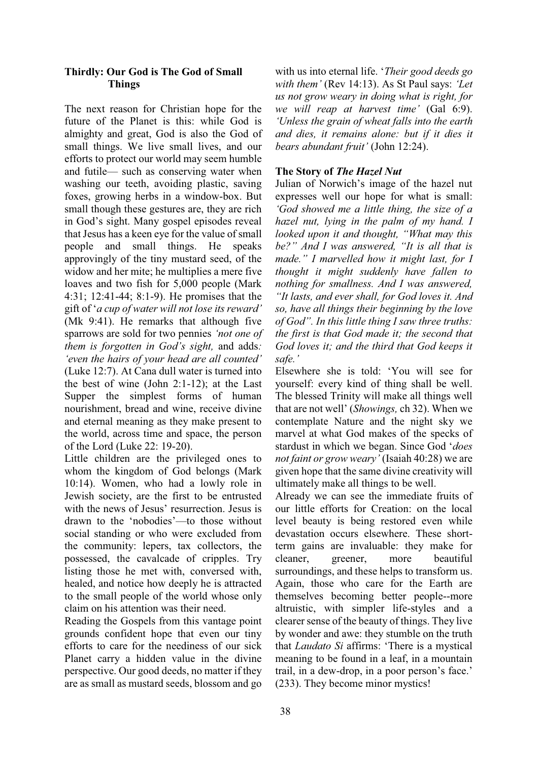### Thirdly: Our God is The God of Small Things

The next reason for Christian hope for the future of the Planet is this: while God is almighty and great, God is also the God of small things. We live small lives, and our efforts to protect our world may seem humble and futile— such as conserving water when washing our teeth, avoiding plastic, saving foxes, growing herbs in a window-box. But small though these gestures are, they are rich in God's sight. Many gospel episodes reveal that Jesus has a keen eye for the value of small people and small things. He speaks approvingly of the tiny mustard seed, of the widow and her mite; he multiplies a mere five loaves and two fish for 5,000 people (Mark 4:31; 12:41-44; 8:1-9). He promises that the gift of '*a cup of water will not lose its reward'* (Mk 9:41). He remarks that although five sparrows are sold for two pennies *'not one of them is forgotten in God's sight,* and adds*: 'even the hairs of your head are all counted'* (Luke 12:7). At Cana dull water is turned into the best of wine (John 2:1-12); at the Last Supper the simplest forms of human nourishment, bread and wine, receive divine and eternal meaning as they make present to the world, across time and space, the person of the Lord (Luke 22: 19-20).

Little children are the privileged ones to whom the kingdom of God belongs (Mark 10:14). Women, who had a lowly role in Jewish society, are the first to be entrusted with the news of Jesus' resurrection. Jesus is drawn to the 'nobodies'—to those without social standing or who were excluded from the community: lepers, tax collectors, the possessed, the cavalcade of cripples. Try listing those he met with, conversed with, healed, and notice how deeply he is attracted to the small people of the world whose only claim on his attention was their need.

Reading the Gospels from this vantage point grounds confident hope that even our tiny efforts to care for the neediness of our sick Planet carry a hidden value in the divine perspective. Our good deeds, no matter if they are as small as mustard seeds, blossom and go with us into eternal life. '*Their good deeds go with them'* (Rev 14:13). As St Paul says: *'Let us not grow weary in doing what is right, for we will reap at harvest time'* (Gal 6:9). *'Unless the grain of wheat falls into the earth and dies, it remains alone: but if it dies it bears abundant fruit'* (John 12:24).

### The Story of *The Hazel Nut*

Julian of Norwich's image of the hazel nut expresses well our hope for what is small: *'God showed me a little thing, the size of a hazel nut, lying in the palm of my hand. I looked upon it and thought, "What may this be?" And I was answered, "It is all that is made." I marvelled how it might last, for I thought it might suddenly have fallen to nothing for smallness. And I was answered, "It lasts, and ever shall, for God loves it. And so, have all things their beginning by the love of God". In this little thing I saw three truths: the first is that God made it; the second that God loves it; and the third that God keeps it safe.'*

Elsewhere she is told: 'You will see for yourself: every kind of thing shall be well. The blessed Trinity will make all things well that are not well' (*Showings,* ch 32). When we contemplate Nature and the night sky we marvel at what God makes of the specks of stardust in which we began. Since God '*does not faint or grow weary'* (Isaiah 40:28) we are given hope that the same divine creativity will ultimately make all things to be well.

Already we can see the immediate fruits of our little efforts for Creation: on the local level beauty is being restored even while devastation occurs elsewhere. These short-term gains are invaluable: they make for cleaner, greener, more beautiful surroundings, and these helps to transform us. Again, those who care for the Earth are themselves becoming better people--more altruistic, with simpler life-styles and a clearer sense of the beauty of things. They live by wonder and awe: they stumble on the truth that *Laudato Si* affirms: 'There is a mystical meaning to be found in a leaf, in a mountain trail, in a dew-drop, in a poor person's face.' (233). They become minor mystics!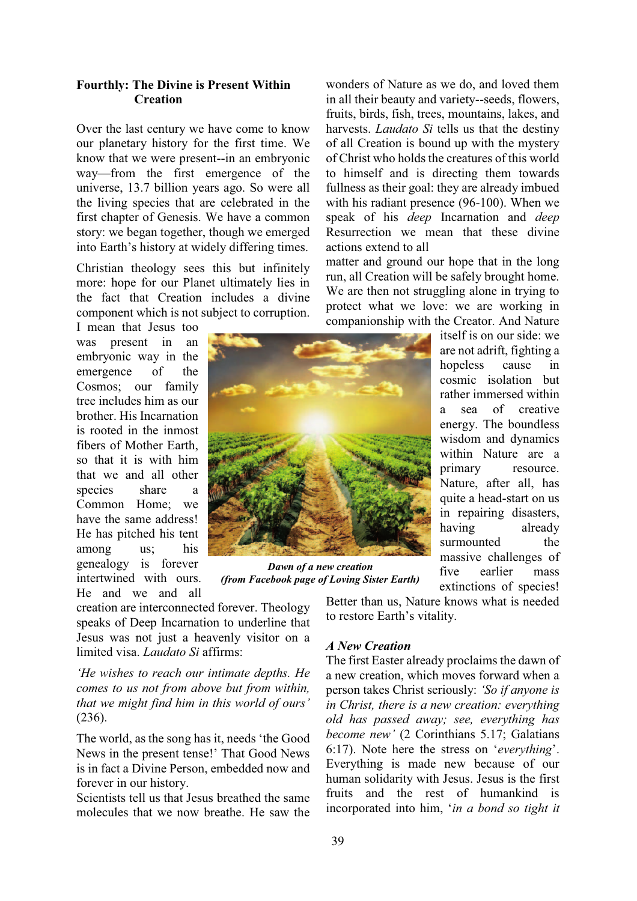**Fourthly: The Divine is Present Within Creation**

Over the last century we have come to know our planetary history for the first time. We know that we were present--in an embryonic way—from the first emergence of the universe, 13.7 billion years ago. So were all the living species that are celebrated in the first chapter of Genesis. We have a common story: we began together, though we emerged into Earth's history at widely differing times.

Christian theology sees this but infinitely more: hope for our Planet ultimately lies in the fact that Creation includes a divine component which is not subject to corruption. I mean that Jesus too was present in an embryonic way in the emergence of the Cosmos; our family tree includes him as our brother. His Incarnation is rooted in the inmost fibers of Mother Earth, so that it is with him that we and all other species share a Common Home; we have the same address! He has pitched his tent among us; his genealogy is forever intertwined with ours. He and we and all creation are interconnected forever. Theology speaks of Deep Incarnation to underline that Jesus was not just a heavenly visitor on a limited visa. *Laudato Si* affirms:

*'He wishes to reach our intimate depths. He comes to us not from above but from within, that we might find him in this world of ours'* (236).

The world, as the song has it, needs 'the Good News in the present tense!' That Good News is in fact a Divine Person, embedded now and forever in our history.

Scientists tell us that Jesus breathed the same molecules that we now breathe. He saw the wonders of Nature as we do, and loved them in all their beauty and variety--seeds, flowers, fruits, birds, fish, trees, mountains, lakes, and harvests. *Laudato Si* tells us that the destiny of all Creation is bound up with the mystery of Christ who holds the creatures of this world to himself and is directing them towards fullness as their goal: they are already imbued with his radiant presence (96-100). When we speak of his *deep* Incarnation and *deep* Resurrection we mean that these divine actions extend to all matter and ground our hope that in the long run, all Creation will be safely brought home. We are then not struggling alone in trying to protect what we love: we are working in companionship with the Creator. And Nature itself is on our side: we are not adrift, fighting a hopeless cause in cosmic isolation but rather immersed within a sea of creative energy. The boundless wisdom and dynamics within Nature are a primary resource. Nature, after all, has quite a head-start on us in repairing disasters, having already surmounted the massive challenges of five earlier mass extinctions of species! Better than us, Nature knows what is needed to restore Earth's vitality.

***Dawn of a new creation***
***(from Facebook page of Loving Sister Earth)***

***A New Creation***

The first Easter already proclaims the dawn of a new creation, which moves forward when a person takes Christ seriously: *'So if anyone is in Christ, there is a new creation: everything old has passed away; see, everything has become new'* (2 Corinthians 5.17; Galatians 6:17). Note here the stress on '*everything*'. Everything is made new because of our human solidarity with Jesus. Jesus is the first fruits and the rest of humankind is incorporated into him, '*in a bond so tight it*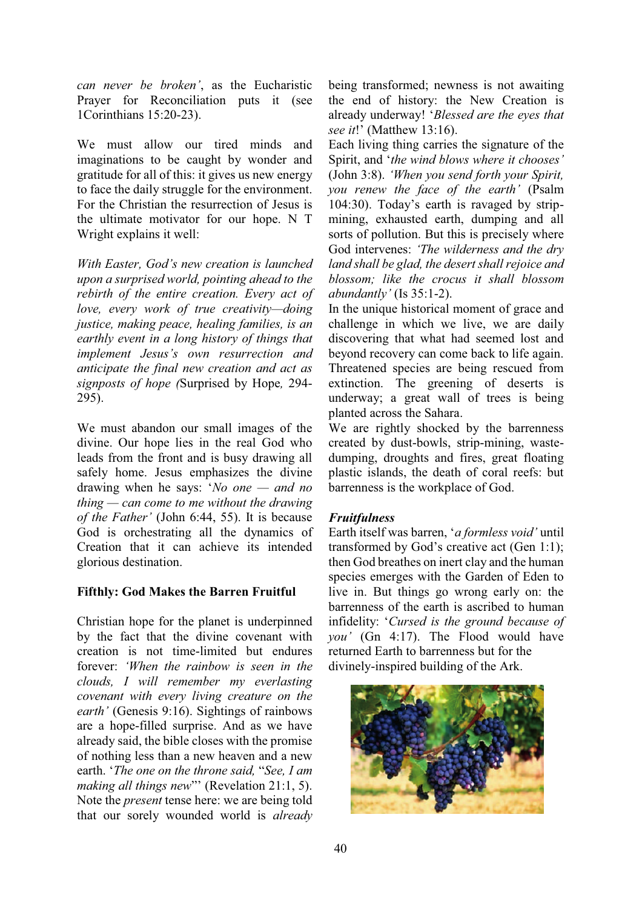*can never be broken'*, as the Eucharistic Prayer for Reconciliation puts it (see 1Corinthians 15:20-23).

We must allow our tired minds and imaginations to be caught by wonder and gratitude for all of this: it gives us new energy to face the daily struggle for the environment. For the Christian the resurrection of Jesus is the ultimate motivator for our hope. N T Wright explains it well:

*With Easter, God's new creation is launched upon a surprised world, pointing ahead to the rebirth of the entire creation. Every act of love, every work of true creativity—doing justice, making peace, healing families, is an earthly event in a long history of things that implement Jesus's own resurrection and anticipate the final new creation and act as signposts of hope (*Surprised by Hope*, 294-295).

We must abandon our small images of the divine. Our hope lies in the real God who leads from the front and is busy drawing all safely home. Jesus emphasizes the divine drawing when he says: '*No one — and no thing — can come to me without the drawing of the Father'* (John 6:44, 55). It is because God is orchestrating all the dynamics of Creation that it can achieve its intended glorious destination.

**Fifthly: God Makes the Barren Fruitful**

Christian hope for the planet is underpinned by the fact that the divine covenant with creation is not time-limited but endures forever: *'When the rainbow is seen in the clouds, I will remember my everlasting covenant with every living creature on the earth'* (Genesis 9:16). Sightings of rainbows are a hope-filled surprise. And as we have already said, the bible closes with the promise of nothing less than a new heaven and a new earth. '*The one on the throne said, "See, I am making all things new*"' (Revelation 21:1, 5). Note the *present* tense here: we are being told that our sorely wounded world is *already* being transformed; newness is not awaiting the end of history: the New Creation is already underway! '*Blessed are the eyes that see it*!' (Matthew 13:16).

Each living thing carries the signature of the Spirit, and '*the wind blows where it chooses'* (John 3:8). *'When you send forth your Spirit, you renew the face of the earth'* (Psalm 104:30). Today's earth is ravaged by strip-mining, exhausted earth, dumping and all sorts of pollution. But this is precisely where God intervenes: *'The wilderness and the dry land shall be glad, the desert shall rejoice and blossom; like the crocus it shall blossom abundantly'* (Is 35:1-2).

In the unique historical moment of grace and challenge in which we live, we are daily discovering that what had seemed lost and beyond recovery can come back to life again. Threatened species are being rescued from extinction. The greening of deserts is underway; a great wall of trees is being planted across the Sahara.

We are rightly shocked by the barrenness created by dust-bowls, strip-mining, waste-dumping, droughts and fires, great floating plastic islands, the death of coral reefs: but barrenness is the workplace of God.

***Fruitfulness***

Earth itself was barren, '*a formless void'* until transformed by God's creative act (Gen 1:1); then God breathes on inert clay and the human species emerges with the Garden of Eden to live in. But things go wrong early on: the barrenness of the earth is ascribed to human infidelity: '*Cursed is the ground because of you'* (Gn 4:17). The Flood would have returned Earth to barrenness but for the divinely-inspired building of the Ark.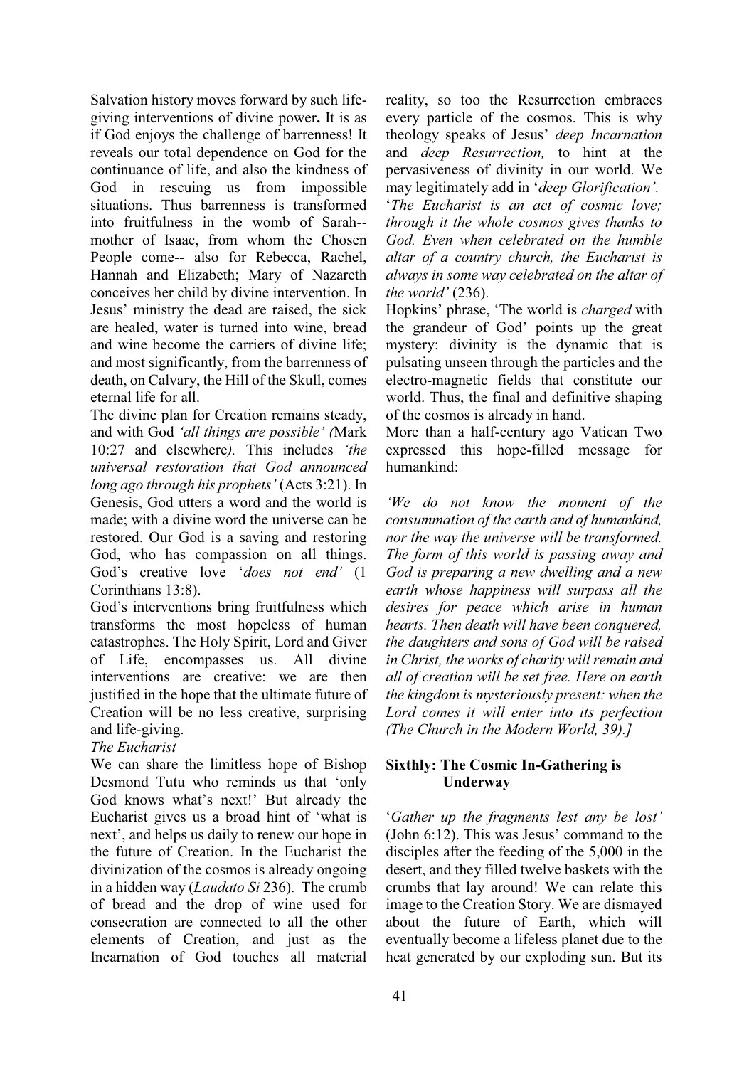Salvation history moves forward by such life-giving interventions of divine power**.** It is as if God enjoys the challenge of barrenness! It reveals our total dependence on God for the continuance of life, and also the kindness of God in rescuing us from impossible situations. Thus barrenness is transformed into fruitfulness in the womb of Sarah-- mother of Isaac, from whom the Chosen People come-- also for Rebecca, Rachel, Hannah and Elizabeth; Mary of Nazareth conceives her child by divine intervention. In Jesus' ministry the dead are raised, the sick are healed, water is turned into wine, bread and wine become the carriers of divine life; and most significantly, from the barrenness of death, on Calvary, the Hill of the Skull, comes eternal life for all.

The divine plan for Creation remains steady, and with God *'all things are possible' (*Mark 10:27 and elsewhere*).* This includes *'the universal restoration that God announced long ago through his prophets'* (Acts 3:21). In Genesis, God utters a word and the world is made; with a divine word the universe can be restored. Our God is a saving and restoring God, who has compassion on all things. God's creative love '*does not end'* (1 Corinthians 13:8).

God's interventions bring fruitfulness which transforms the most hopeless of human catastrophes. The Holy Spirit, Lord and Giver of Life, encompasses us. All divine interventions are creative: we are then justified in the hope that the ultimate future of Creation will be no less creative, surprising and life-giving.

*The Eucharist*

We can share the limitless hope of Bishop Desmond Tutu who reminds us that 'only God knows what's next!' But already the Eucharist gives us a broad hint of 'what is next', and helps us daily to renew our hope in the future of Creation. In the Eucharist the divinization of the cosmos is already ongoing in a hidden way (*Laudato Si* 236). The crumb of bread and the drop of wine used for consecration are connected to all the other elements of Creation, and just as the Incarnation of God touches all material reality, so too the Resurrection embraces every particle of the cosmos. This is why theology speaks of Jesus' *deep Incarnation* and *deep Resurrection,* to hint at the pervasiveness of divinity in our world. We may legitimately add in '*deep Glorification'.*

'*The Eucharist is an act of cosmic love; through it the whole cosmos gives thanks to God. Even when celebrated on the humble altar of a country church, the Eucharist is always in some way celebrated on the altar of the world'* (236).

Hopkins' phrase, 'The world is *charged* with the grandeur of God' points up the great mystery: divinity is the dynamic that is pulsating unseen through the particles and the electro-magnetic fields that constitute our world. Thus, the final and definitive shaping of the cosmos is already in hand.

More than a half-century ago Vatican Two expressed this hope-filled message for humankind:

*'We do not know the moment of the consummation of the earth and of humankind, nor the way the universe will be transformed. The form of this world is passing away and God is preparing a new dwelling and a new earth whose happiness will surpass all the desires for peace which arise in human hearts. Then death will have been conquered, the daughters and sons of God will be raised in Christ, the works of charity will remain and all of creation will be set free. Here on earth the kingdom is mysteriously present: when the Lord comes it will enter into its perfection (The Church in the Modern World, 39).]*

**Sixthly: The Cosmic In-Gathering is Underway**

'*Gather up the fragments lest any be lost'* (John 6:12). This was Jesus' command to the disciples after the feeding of the 5,000 in the desert, and they filled twelve baskets with the crumbs that lay around! We can relate this image to the Creation Story. We are dismayed about the future of Earth, which will eventually become a lifeless planet due to the heat generated by our exploding sun. But its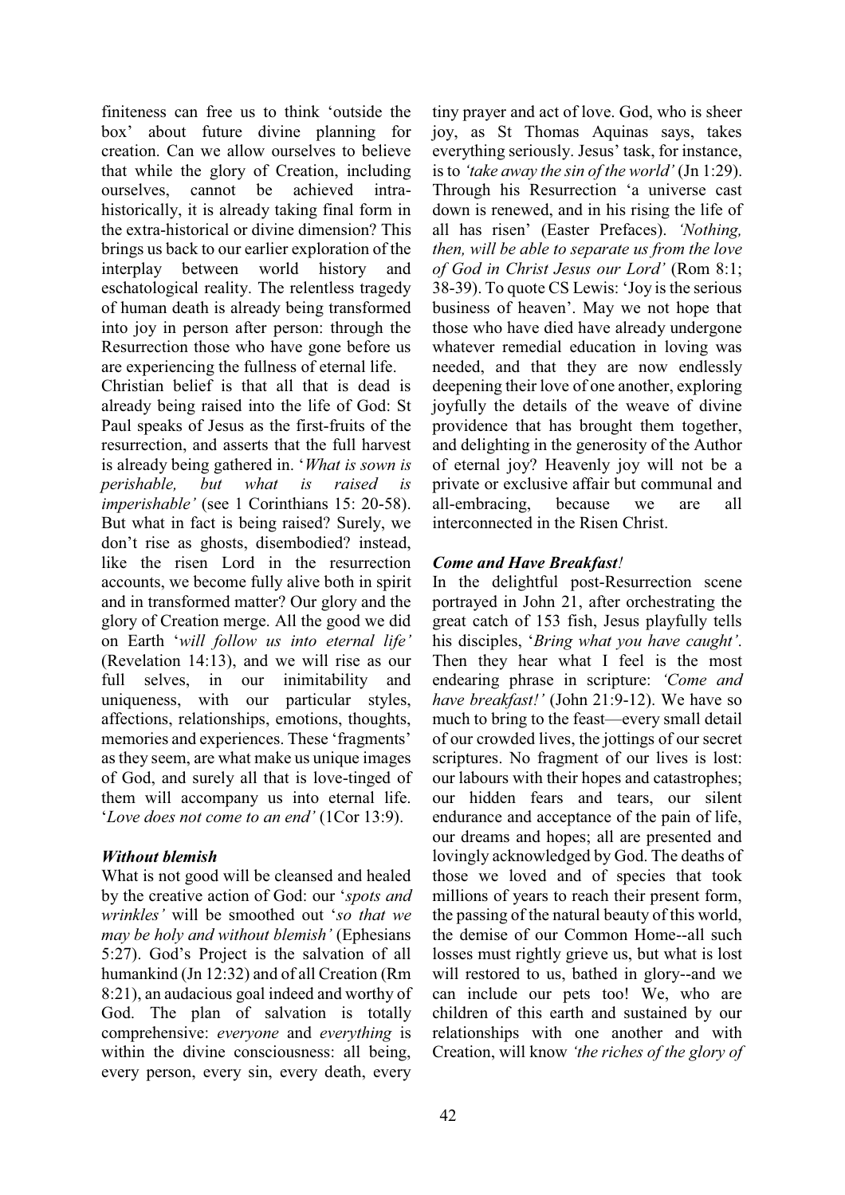finiteness can free us to think 'outside the box' about future divine planning for creation. Can we allow ourselves to believe that while the glory of Creation, including ourselves, cannot be achieved intra-historically, it is already taking final form in the extra-historical or divine dimension? This brings us back to our earlier exploration of the interplay between world history and eschatological reality. The relentless tragedy of human death is already being transformed into joy in person after person: through the Resurrection those who have gone before us are experiencing the fullness of eternal life.

Christian belief is that all that is dead is already being raised into the life of God: St Paul speaks of Jesus as the first-fruits of the resurrection, and asserts that the full harvest is already being gathered in. '*What is sown is perishable, but what is raised is imperishable'* (see 1 Corinthians 15: 20-58). But what in fact is being raised? Surely, we don't rise as ghosts, disembodied? instead, like the risen Lord in the resurrection accounts, we become fully alive both in spirit and in transformed matter? Our glory and the glory of Creation merge. All the good we did on Earth '*will follow us into eternal life'* (Revelation 14:13), and we will rise as our full selves, in our inimitability and uniqueness, with our particular styles, affections, relationships, emotions, thoughts, memories and experiences. These 'fragments' as they seem, are what make us unique images of God, and surely all that is love-tinged of them will accompany us into eternal life. '*Love does not come to an end'* (1Cor 13:9).

### *Without blemish*

What is not good will be cleansed and healed by the creative action of God: our '*spots and wrinkles'* will be smoothed out '*so that we may be holy and without blemish'* (Ephesians 5:27). God's Project is the salvation of all humankind (Jn 12:32) and of all Creation (Rm 8:21), an audacious goal indeed and worthy of God. The plan of salvation is totally comprehensive: *everyone* and *everything* is within the divine consciousness: all being, every person, every sin, every death, every tiny prayer and act of love. God, who is sheer joy, as St Thomas Aquinas says, takes everything seriously. Jesus' task, for instance, is to *'take away the sin of the world'* (Jn 1:29). Through his Resurrection 'a universe cast down is renewed, and in his rising the life of all has risen' (Easter Prefaces). *'Nothing, then, will be able to separate us from the love of God in Christ Jesus our Lord'* (Rom 8:1; 38-39). To quote CS Lewis: 'Joy is the serious business of heaven'. May we not hope that those who have died have already undergone whatever remedial education in loving was needed, and that they are now endlessly deepening their love of one another, exploring joyfully the details of the weave of divine providence that has brought them together, and delighting in the generosity of the Author of eternal joy? Heavenly joy will not be a private or exclusive affair but communal and all-embracing, because we are all interconnected in the Risen Christ.

### *Come and Have Breakfast!*

In the delightful post-Resurrection scene portrayed in John 21, after orchestrating the great catch of 153 fish, Jesus playfully tells his disciples, '*Bring what you have caught'*. Then they hear what I feel is the most endearing phrase in scripture: *'Come and have breakfast!'* (John 21:9-12). We have so much to bring to the feast—every small detail of our crowded lives, the jottings of our secret scriptures. No fragment of our lives is lost: our labours with their hopes and catastrophes; our hidden fears and tears, our silent endurance and acceptance of the pain of life, our dreams and hopes; all are presented and lovingly acknowledged by God. The deaths of those we loved and of species that took millions of years to reach their present form, the passing of the natural beauty of this world, the demise of our Common Home--all such losses must rightly grieve us, but what is lost will restored to us, bathed in glory--and we can include our pets too! We, who are children of this earth and sustained by our relationships with one another and with Creation, will know *'the riches of the glory of*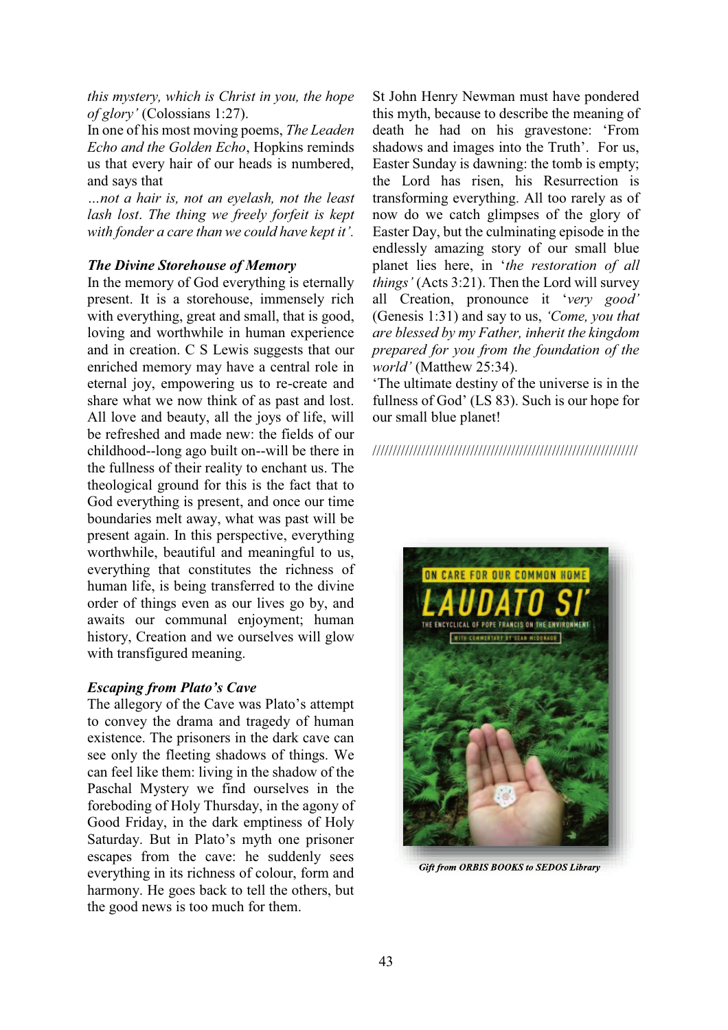*this mystery, which is Christ in you, the hope of glory'* (Colossians 1:27).

In one of his most moving poems, *The Leaden Echo and the Golden Echo*, Hopkins reminds us that every hair of our heads is numbered, and says that

*…not a hair is, not an eyelash, not the least lash lost. The thing we freely forfeit is kept with fonder a care than we could have kept it'.*

### *The Divine Storehouse of Memory*

In the memory of God everything is eternally present. It is a storehouse, immensely rich with everything, great and small, that is good, loving and worthwhile in human experience and in creation. C S Lewis suggests that our enriched memory may have a central role in eternal joy, empowering us to re-create and share what we now think of as past and lost. All love and beauty, all the joys of life, will be refreshed and made new: the fields of our childhood--long ago built on--will be there in the fullness of their reality to enchant us. The theological ground for this is the fact that to God everything is present, and once our time boundaries melt away, what was past will be present again. In this perspective, everything worthwhile, beautiful and meaningful to us, everything that constitutes the richness of human life, is being transferred to the divine order of things even as our lives go by, and awaits our communal enjoyment; human history, Creation and we ourselves will glow with transfigured meaning.

### *Escaping from Plato's Cave*

The allegory of the Cave was Plato's attempt to convey the drama and tragedy of human existence. The prisoners in the dark cave can see only the fleeting shadows of things. We can feel like them: living in the shadow of the Paschal Mystery we find ourselves in the foreboding of Holy Thursday, in the agony of Good Friday, in the dark emptiness of Holy Saturday. But in Plato's myth one prisoner escapes from the cave: he suddenly sees everything in its richness of colour, form and harmony. He goes back to tell the others, but the good news is too much for them.

St John Henry Newman must have pondered this myth, because to describe the meaning of death he had on his gravestone: 'From shadows and images into the Truth'. For us, Easter Sunday is dawning: the tomb is empty; the Lord has risen, his Resurrection is transforming everything. All too rarely as of now do we catch glimpses of the glory of Easter Day, but the culminating episode in the endlessly amazing story of our small blue planet lies here, in '*the restoration of all things'* (Acts 3:21). Then the Lord will survey all Creation, pronounce it '*very good'* (Genesis 1:31) and say to us, *'Come, you that are blessed by my Father, inherit the kingdom prepared for you from the foundation of the world'* (Matthew 25:34).

'The ultimate destiny of the universe is in the fullness of God' (LS 83). Such is our hope for our small blue planet!

//////////////////////////////////////////////////////////////////

ON CARE FOR OUR COMMON HOME

LAUDATO SI'

THE ENCYCLICAL OF POPE FRANCIS ON THE ENVIRONMENT

WITH COMMENTARY BY SEAN MCDONAGH

***Gift from ORBIS BOOKS to SEDOS Library***